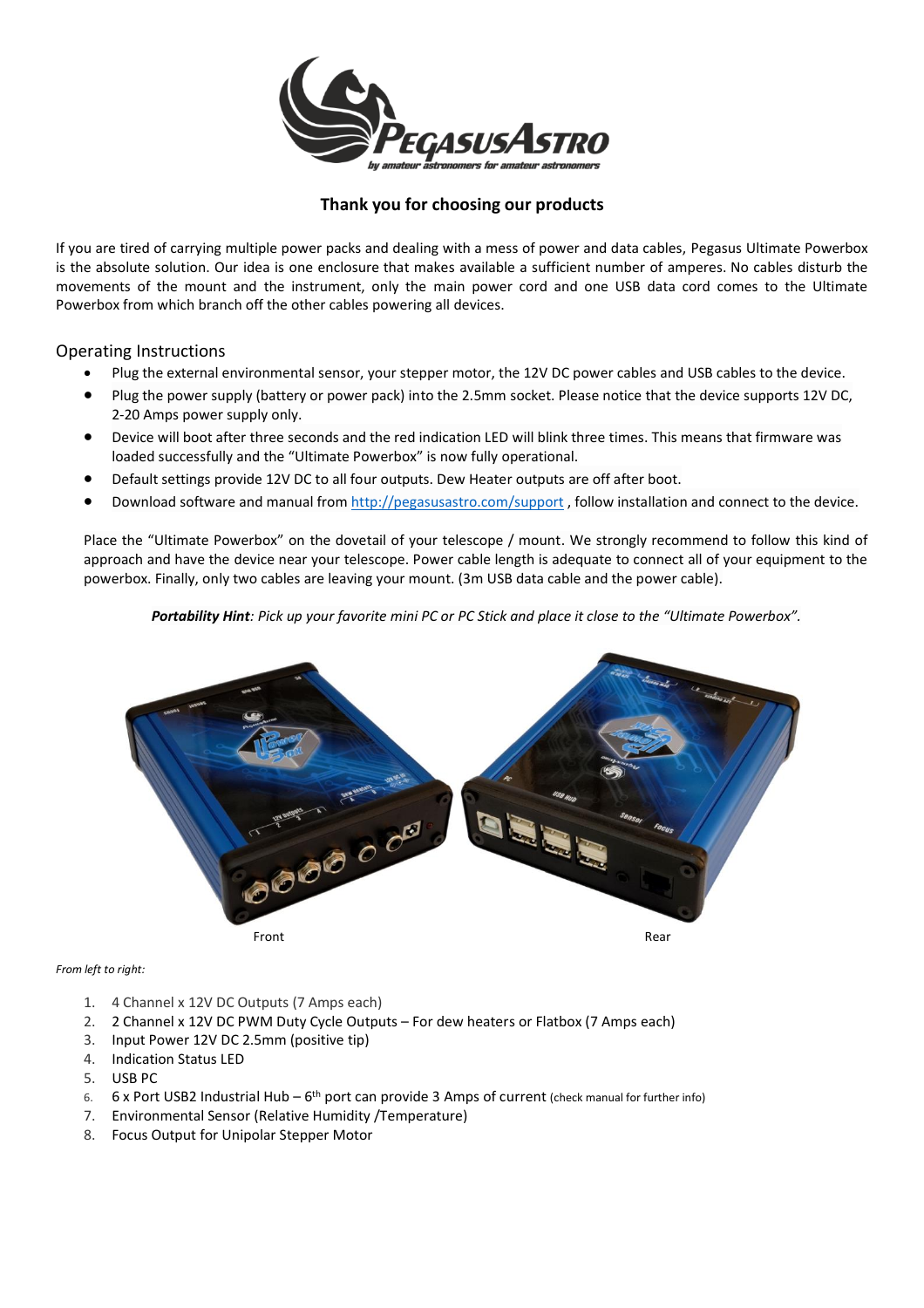# Thank you for choosing our products

If you are tired of carrying multiple power packs and dealing with a mess of power and data cables, Pegasus Ultimate Powerbox is the absolute solution. Our idea is one enclosure that makes available a sufficient number of amperes. No cables disturb the movements of the mount and the instrument, only the main power cord and one USB data cord comes to the Ultimate Powerbox from which branch off the other cables powering all devices.

## Operating Instructions

- Plug the external environmental sensor, your stepper motor, the 12V DC power cables and USB cables to the device.
- Plug the power supply (battery or power pack) into the 2.5mm socket. Please notice that the device supports 12V DC, 2-20 Amps power supply only.
- Device will boot after three seconds and the red indication LED will blink three times. This means that firmware was loaded successfully and the "Ultimate Powerbox" is now fully operational.
- Default settings provide 12V DC to all four outputs. Dew Heater outputs are off after boot.
- Download software and manual from http://pegasusastro.com/support , follow installation and connect to the device.

Place the "Ultimate Powerbox" on the dovetail of your telescope / mount. We strongly recommend to follow this kind of approach and have the device near your telescope. Power cable length is adequate to connect all of your equipment to the powerbox. Finally, only two cables are leaving your mount. (3m USB data cable and the power cable).

***Portability Hint**: Pick up your favorite mini PC or PC Stick and place it close to the "Ultimate Powerbox".*

Front

Rear

*From left to right:*

1. 4 Channel x 12V DC Outputs (7 Amps each)
2. 2 Channel x 12V DC PWM Duty Cycle Outputs – For dew heaters or Flatbox (7 Amps each)
3. Input Power 12V DC 2.5mm (positive tip)
4. Indication Status LED
5. USB PC
6. 6 x Port USB2 Industrial Hub – 6th port can provide 3 Amps of current (check manual for further info)
7. Environmental Sensor (Relative Humidity /Temperature)
8. Focus Output for Unipolar Stepper Motor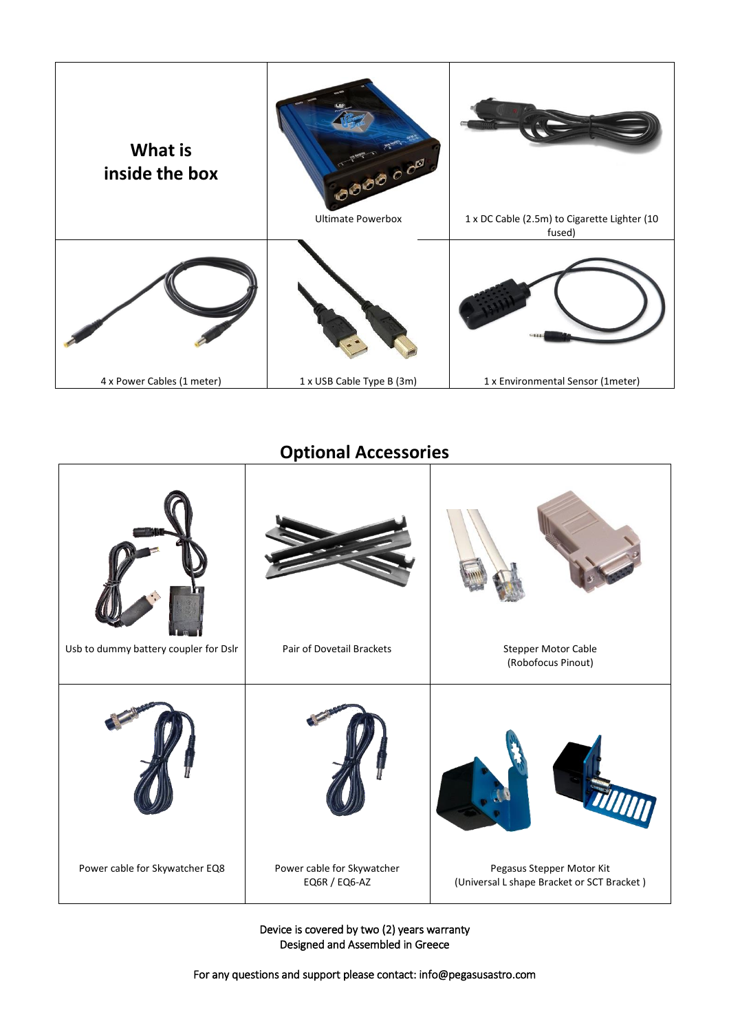| What is inside the box | Ultimate Powerbox | 1 x DC Cable (2.5m) to Cigarette Lighter (10 fused) |
| --- | --- | --- |
| 4 x Power Cables (1 meter) | 1 x USB Cable Type B (3m) | 1 x Environmental Sensor (1meter) |

## Optional Accessories

| | | |
| --- | --- | --- |
| Usb to dummy battery coupler for Dslr | Pair of Dovetail Brackets | Stepper Motor Cable (Robofocus Pinout) |
| Power cable for Skywatcher EQ8 | Power cable for Skywatcher EQ6R / EQ6-AZ | Pegasus Stepper Motor Kit (Universal L shape Bracket or SCT Bracket ) |

Device is covered by two (2) years warranty
Designed and Assembled in Greece

For any questions and support please contact: info@pegasusastro.com